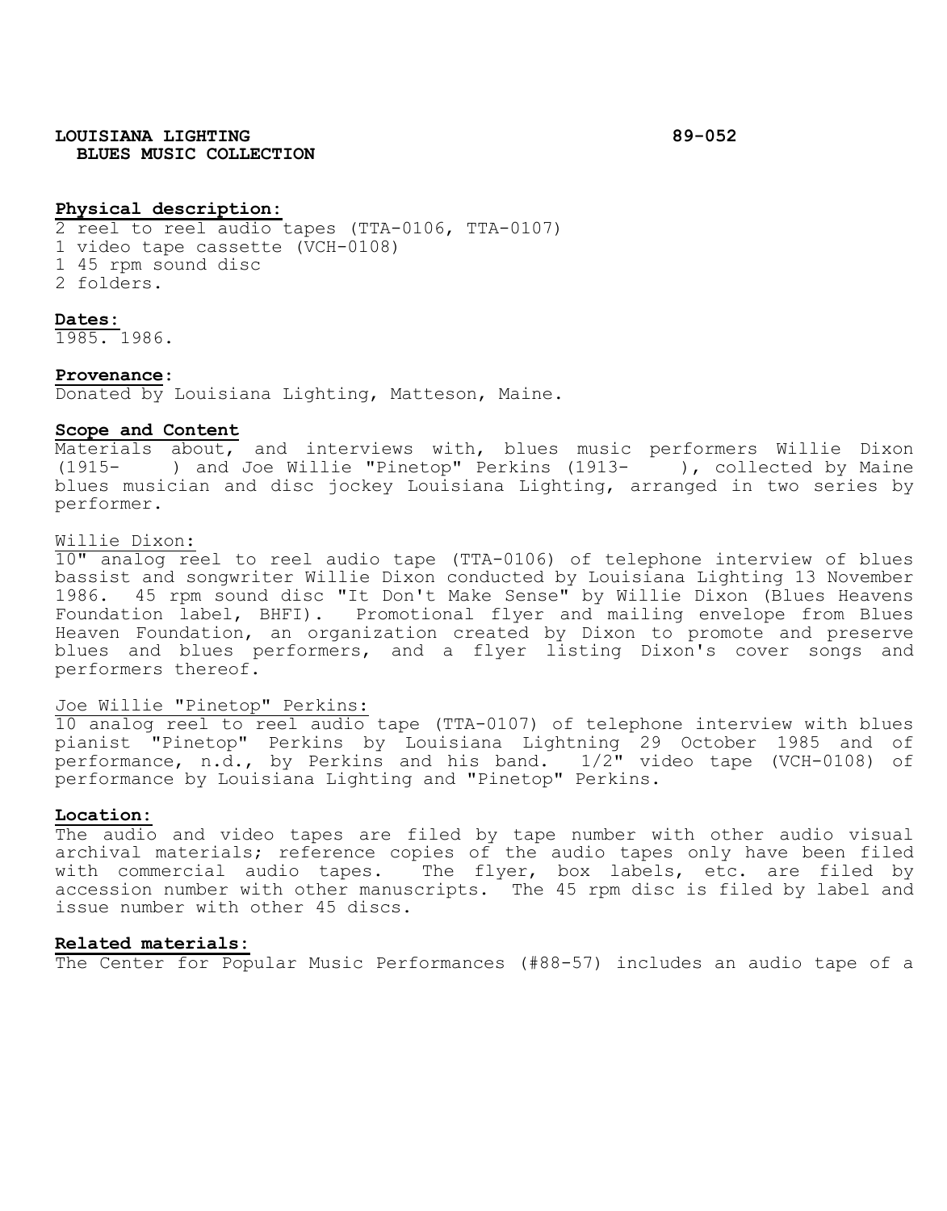**LOUISIANA LIGHTING** **89-052**
**BLUES MUSIC COLLECTION**

**Physical description:**
2 reel to reel audio tapes (TTA-0106, TTA-0107)
1 video tape cassette (VCH-0108)
1 45 rpm sound disc
2 folders.

**Dates:**
1985. 1986.

**Provenance:**
Donated by Louisiana Lighting, Matteson, Maine.

**Scope and Content**
Materials about, and interviews with, blues music performers Willie Dixon (1915- ) and Joe Willie "Pinetop" Perkins (1913- ), collected by Maine blues musician and disc jockey Louisiana Lighting, arranged in two series by performer.

Willie Dixon:
10" analog reel to reel audio tape (TTA-0106) of telephone interview of blues bassist and songwriter Willie Dixon conducted by Louisiana Lighting 13 November 1986. 45 rpm sound disc "It Don't Make Sense" by Willie Dixon (Blues Heavens Foundation label, BHFI). Promotional flyer and mailing envelope from Blues Heaven Foundation, an organization created by Dixon to promote and preserve blues and blues performers, and a flyer listing Dixon's cover songs and performers thereof.

Joe Willie "Pinetop" Perkins:
10 analog reel to reel audio tape (TTA-0107) of telephone interview with blues pianist "Pinetop" Perkins by Louisiana Lightning 29 October 1985 and of performance, n.d., by Perkins and his band. 1/2" video tape (VCH-0108) of performance by Louisiana Lighting and "Pinetop" Perkins.

**Location:**
The audio and video tapes are filed by tape number with other audio visual archival materials; reference copies of the audio tapes only have been filed with commercial audio tapes. The flyer, box labels, etc. are filed by accession number with other manuscripts. The 45 rpm disc is filed by label and issue number with other 45 discs.

**Related materials:**
The Center for Popular Music Performances (#88-57) includes an audio tape of a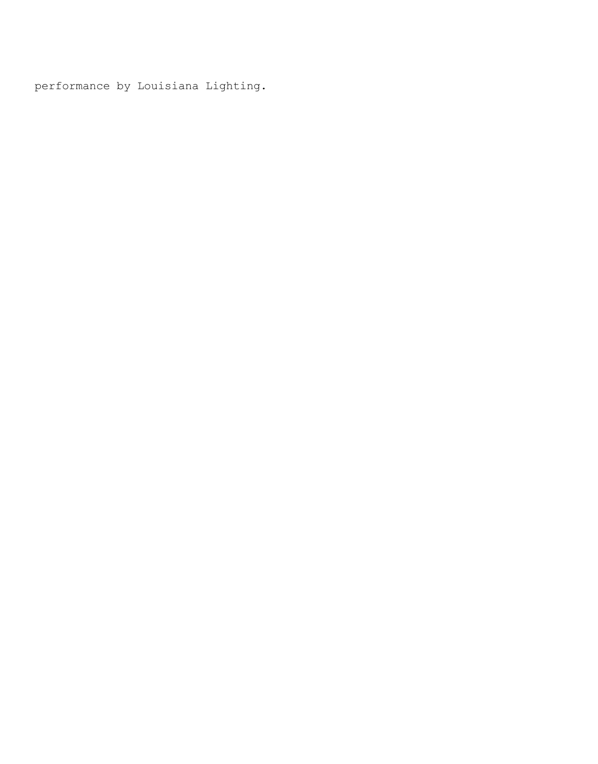performance by Louisiana Lighting.